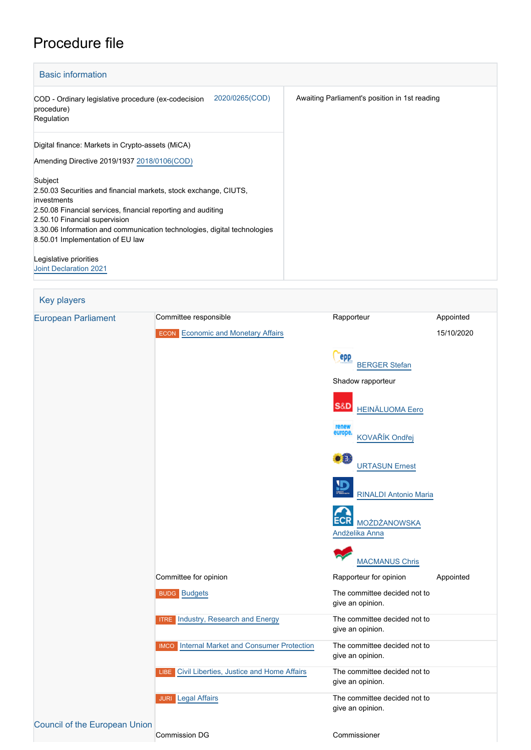# Procedure file

## Basic information

| | |
|---|---|
| COD - Ordinary legislative procedure (ex-codecision procedure)<br>Regulation — 2020/0265(COD) | Awaiting Parliament's position in 1st reading |
| Digital finance: Markets in Crypto-assets (MiCA)<br><br>Amending Directive 2019/1937 2018/0106(COD)<br><br>Subject<br>2.50.03 Securities and financial markets, stock exchange, CIUTS, investments<br>2.50.08 Financial services, financial reporting and auditing<br>2.50.10 Financial supervision<br>3.30.06 Information and communication technologies, digital technologies<br>8.50.01 Implementation of EU law<br><br>Legislative priorities<br>Joint Declaration 2021 | |

## Key players

| | | | |
|---|---|---|---|
| European Parliament | Committee responsible | Rapporteur | Appointed |
| | ECON Economic and Monetary Affairs | | 15/10/2020 |
| | | BERGER Stefan | |
| | | Shadow rapporteur | |
| | | HEINÄLUOMA Eero | |
| | | KOVAŘÍK Ondřej | |
| | | URTASUN Ernest | |
| | | RINALDI Antonio Maria | |
| | | MOŻDŻANOWSKA Andżelika Anna | |
| | | MACMANUS Chris | |
| | Committee for opinion | Rapporteur for opinion | Appointed |
| | BUDG Budgets | The committee decided not to give an opinion. | |
| | ITRE Industry, Research and Energy | The committee decided not to give an opinion. | |
| | IMCO Internal Market and Consumer Protection | The committee decided not to give an opinion. | |
| | LIBE Civil Liberties, Justice and Home Affairs | The committee decided not to give an opinion. | |
| | JURI Legal Affairs | The committee decided not to give an opinion. | |
| Council of the European Union | | | |
| | Commission DG | Commissioner | |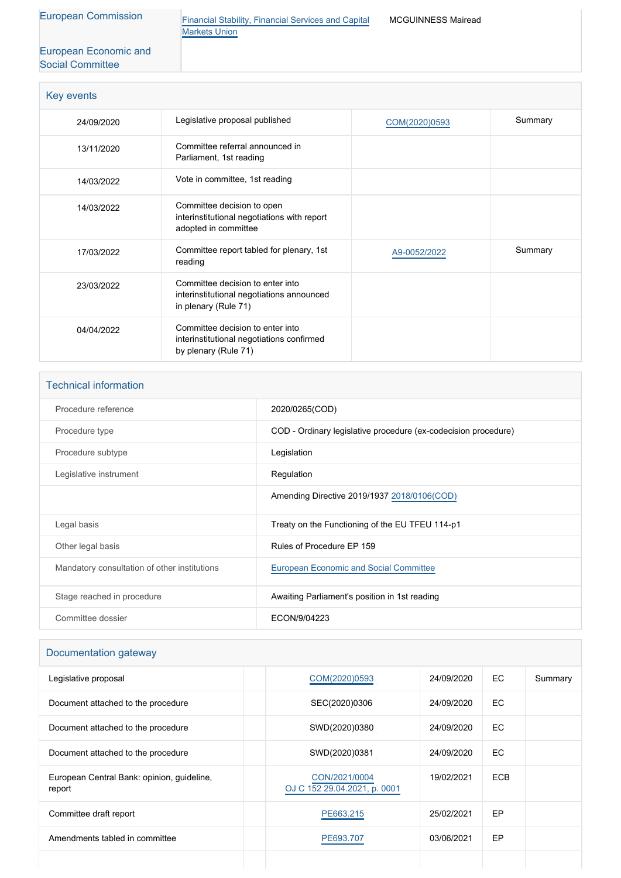| European Commission | Financial Stability, Financial Services and Capital Markets Union | MCGUINNESS Mairead |
|---|---|---|
| European Economic and Social Committee | | |

## Key events

| | | | |
|---|---|---|---|
| 24/09/2020 | Legislative proposal published | COM(2020)0593 | Summary |
| 13/11/2020 | Committee referral announced in Parliament, 1st reading | | |
| 14/03/2022 | Vote in committee, 1st reading | | |
| 14/03/2022 | Committee decision to open interinstitutional negotiations with report adopted in committee | | |
| 17/03/2022 | Committee report tabled for plenary, 1st reading | A9-0052/2022 | Summary |
| 23/03/2022 | Committee decision to enter into interinstitutional negotiations announced in plenary (Rule 71) | | |
| 04/04/2022 | Committee decision to enter into interinstitutional negotiations confirmed by plenary (Rule 71) | | |

## Technical information

| | |
|---|---|
| Procedure reference | 2020/0265(COD) |
| Procedure type | COD - Ordinary legislative procedure (ex-codecision procedure) |
| Procedure subtype | Legislation |
| Legislative instrument | Regulation |
| | Amending Directive 2019/1937 2018/0106(COD) |
| Legal basis | Treaty on the Functioning of the EU TFEU 114-p1 |
| Other legal basis | Rules of Procedure EP 159 |
| Mandatory consultation of other institutions | European Economic and Social Committee |
| Stage reached in procedure | Awaiting Parliament's position in 1st reading |
| Committee dossier | ECON/9/04223 |

## Documentation gateway

| | | | | | |
|---|---|---|---|---|---|
| Legislative proposal | | COM(2020)0593 | 24/09/2020 | EC | Summary |
| Document attached to the procedure | | SEC(2020)0306 | 24/09/2020 | EC | |
| Document attached to the procedure | | SWD(2020)0380 | 24/09/2020 | EC | |
| Document attached to the procedure | | SWD(2020)0381 | 24/09/2020 | EC | |
| European Central Bank: opinion, guideline, report | | CON/2021/0004 OJ C 152 29.04.2021, p. 0001 | 19/02/2021 | ECB | |
| Committee draft report | | PE663.215 | 25/02/2021 | EP | |
| Amendments tabled in committee | | PE693.707 | 03/06/2021 | EP | |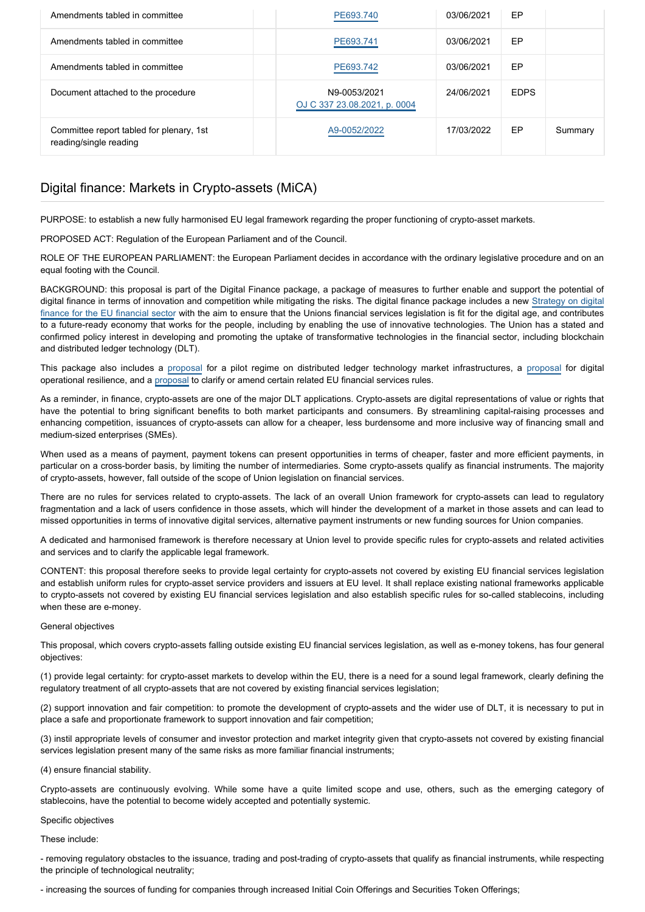| Amendments tabled in committee | | PE693.740 | 03/06/2021 | EP | |
|---|---|---|---|---|---|
| Amendments tabled in committee | | PE693.741 | 03/06/2021 | EP | |
| Amendments tabled in committee | | PE693.742 | 03/06/2021 | EP | |
| Document attached to the procedure | | N9-0053/2021 OJ C 337 23.08.2021, p. 0004 | 24/06/2021 | EDPS | |
| Committee report tabled for plenary, 1st reading/single reading | | A9-0052/2022 | 17/03/2022 | EP | Summary |

## Digital finance: Markets in Crypto-assets (MiCA)

PURPOSE: to establish a new fully harmonised EU legal framework regarding the proper functioning of crypto-asset markets.

PROPOSED ACT: Regulation of the European Parliament and of the Council.

ROLE OF THE EUROPEAN PARLIAMENT: the European Parliament decides in accordance with the ordinary legislative procedure and on an equal footing with the Council.

BACKGROUND: this proposal is part of the Digital Finance package, a package of measures to further enable and support the potential of digital finance in terms of innovation and competition while mitigating the risks. The digital finance package includes a new Strategy on digital finance for the EU financial sector with the aim to ensure that the Unions financial services legislation is fit for the digital age, and contributes to a future-ready economy that works for the people, including by enabling the use of innovative technologies. The Union has a stated and confirmed policy interest in developing and promoting the uptake of transformative technologies in the financial sector, including blockchain and distributed ledger technology (DLT).

This package also includes a proposal for a pilot regime on distributed ledger technology market infrastructures, a proposal for digital operational resilience, and a proposal to clarify or amend certain related EU financial services rules.

As a reminder, in finance, crypto-assets are one of the major DLT applications. Crypto-assets are digital representations of value or rights that have the potential to bring significant benefits to both market participants and consumers. By streamlining capital-raising processes and enhancing competition, issuances of crypto-assets can allow for a cheaper, less burdensome and more inclusive way of financing small and medium-sized enterprises (SMEs).

When used as a means of payment, payment tokens can present opportunities in terms of cheaper, faster and more efficient payments, in particular on a cross-border basis, by limiting the number of intermediaries. Some crypto-assets qualify as financial instruments. The majority of crypto-assets, however, fall outside of the scope of Union legislation on financial services.

There are no rules for services related to crypto-assets. The lack of an overall Union framework for crypto-assets can lead to regulatory fragmentation and a lack of users confidence in those assets, which will hinder the development of a market in those assets and can lead to missed opportunities in terms of innovative digital services, alternative payment instruments or new funding sources for Union companies.

A dedicated and harmonised framework is therefore necessary at Union level to provide specific rules for crypto-assets and related activities and services and to clarify the applicable legal framework.

CONTENT: this proposal therefore seeks to provide legal certainty for crypto-assets not covered by existing EU financial services legislation and establish uniform rules for crypto-asset service providers and issuers at EU level. It shall replace existing national frameworks applicable to crypto-assets not covered by existing EU financial services legislation and also establish specific rules for so-called stablecoins, including when these are e-money.

General objectives

This proposal, which covers crypto-assets falling outside existing EU financial services legislation, as well as e-money tokens, has four general objectives:

(1) provide legal certainty: for crypto-asset markets to develop within the EU, there is a need for a sound legal framework, clearly defining the regulatory treatment of all crypto-assets that are not covered by existing financial services legislation;

(2) support innovation and fair competition: to promote the development of crypto-assets and the wider use of DLT, it is necessary to put in place a safe and proportionate framework to support innovation and fair competition;

(3) instil appropriate levels of consumer and investor protection and market integrity given that crypto-assets not covered by existing financial services legislation present many of the same risks as more familiar financial instruments;

(4) ensure financial stability.

Crypto-assets are continuously evolving. While some have a quite limited scope and use, others, such as the emerging category of stablecoins, have the potential to become widely accepted and potentially systemic.

Specific objectives

These include:

- removing regulatory obstacles to the issuance, trading and post-trading of crypto-assets that qualify as financial instruments, while respecting the principle of technological neutrality;

- increasing the sources of funding for companies through increased Initial Coin Offerings and Securities Token Offerings;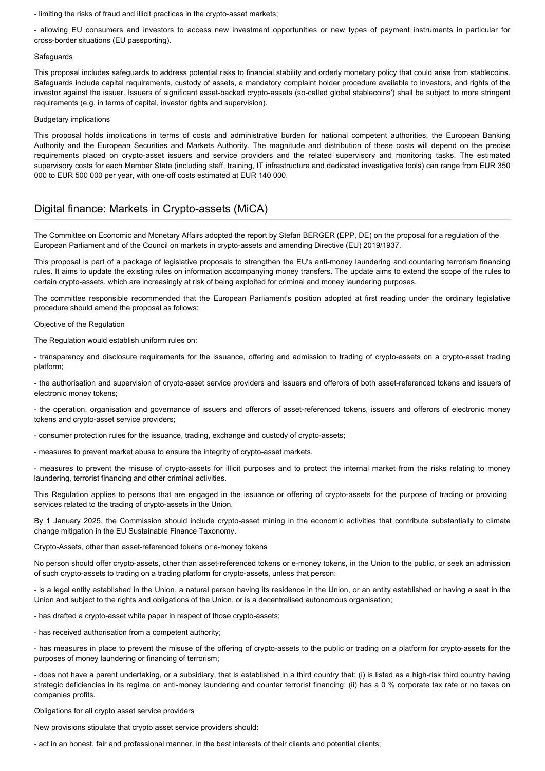- limiting the risks of fraud and illicit practices in the crypto-asset markets;

- allowing EU consumers and investors to access new investment opportunities or new types of payment instruments in particular for cross-border situations (EU passporting).

Safeguards

This proposal includes safeguards to address potential risks to financial stability and orderly monetary policy that could arise from stablecoins. Safeguards include capital requirements, custody of assets, a mandatory complaint holder procedure available to investors, and rights of the investor against the issuer. Issuers of significant asset-backed crypto-assets (so-called global stablecoins') shall be subject to more stringent requirements (e.g. in terms of capital, investor rights and supervision).

Budgetary implications

This proposal holds implications in terms of costs and administrative burden for national competent authorities, the European Banking Authority and the European Securities and Markets Authority. The magnitude and distribution of these costs will depend on the precise requirements placed on crypto-asset issuers and service providers and the related supervisory and monitoring tasks. The estimated supervisory costs for each Member State (including staff, training, IT infrastructure and dedicated investigative tools) can range from EUR 350 000 to EUR 500 000 per year, with one-off costs estimated at EUR 140 000.

## Digital finance: Markets in Crypto-assets (MiCA)

The Committee on Economic and Monetary Affairs adopted the report by Stefan BERGER (EPP, DE) on the proposal for a regulation of the European Parliament and of the Council on markets in crypto-assets and amending Directive (EU) 2019/1937.

This proposal is part of a package of legislative proposals to strengthen the EU's anti-money laundering and countering terrorism financing rules. It aims to update the existing rules on information accompanying money transfers. The update aims to extend the scope of the rules to certain crypto-assets, which are increasingly at risk of being exploited for criminal and money laundering purposes.

The committee responsible recommended that the European Parliament's position adopted at first reading under the ordinary legislative procedure should amend the proposal as follows:

Objective of the Regulation

The Regulation would establish uniform rules on:

- transparency and disclosure requirements for the issuance, offering and admission to trading of crypto-assets on a crypto-asset trading platform;

- the authorisation and supervision of crypto-asset service providers and issuers and offerors of both asset-referenced tokens and issuers of electronic money tokens;

- the operation, organisation and governance of issuers and offerors of asset-referenced tokens, issuers and offerors of electronic money tokens and crypto-asset service providers;

- consumer protection rules for the issuance, trading, exchange and custody of crypto-assets;

- measures to prevent market abuse to ensure the integrity of crypto-asset markets.

- measures to prevent the misuse of crypto-assets for illicit purposes and to protect the internal market from the risks relating to money laundering, terrorist financing and other criminal activities.

This Regulation applies to persons that are engaged in the issuance or offering of crypto-assets for the purpose of trading or providing services related to the trading of crypto-assets in the Union.

By 1 January 2025, the Commission should include crypto-asset mining in the economic activities that contribute substantially to climate change mitigation in the EU Sustainable Finance Taxonomy.

Crypto-Assets, other than asset-referenced tokens or e-money tokens

No person should offer crypto-assets, other than asset-referenced tokens or e-money tokens, in the Union to the public, or seek an admission of such crypto-assets to trading on a trading platform for crypto-assets, unless that person:

- is a legal entity established in the Union, a natural person having its residence in the Union, or an entity established or having a seat in the Union and subject to the rights and obligations of the Union, or is a decentralised autonomous organisation;

- has drafted a crypto-asset white paper in respect of those crypto-assets;

- has received authorisation from a competent authority;

- has measures in place to prevent the misuse of the offering of crypto-assets to the public or trading on a platform for crypto-assets for the purposes of money laundering or financing of terrorism;

- does not have a parent undertaking, or a subsidiary, that is established in a third country that: (i) is listed as a high-risk third country having strategic deficiencies in its regime on anti-money laundering and counter terrorist financing; (ii) has a 0 % corporate tax rate or no taxes on companies profits.

Obligations for all crypto asset service providers

New provisions stipulate that crypto asset service providers should:

- act in an honest, fair and professional manner, in the best interests of their clients and potential clients;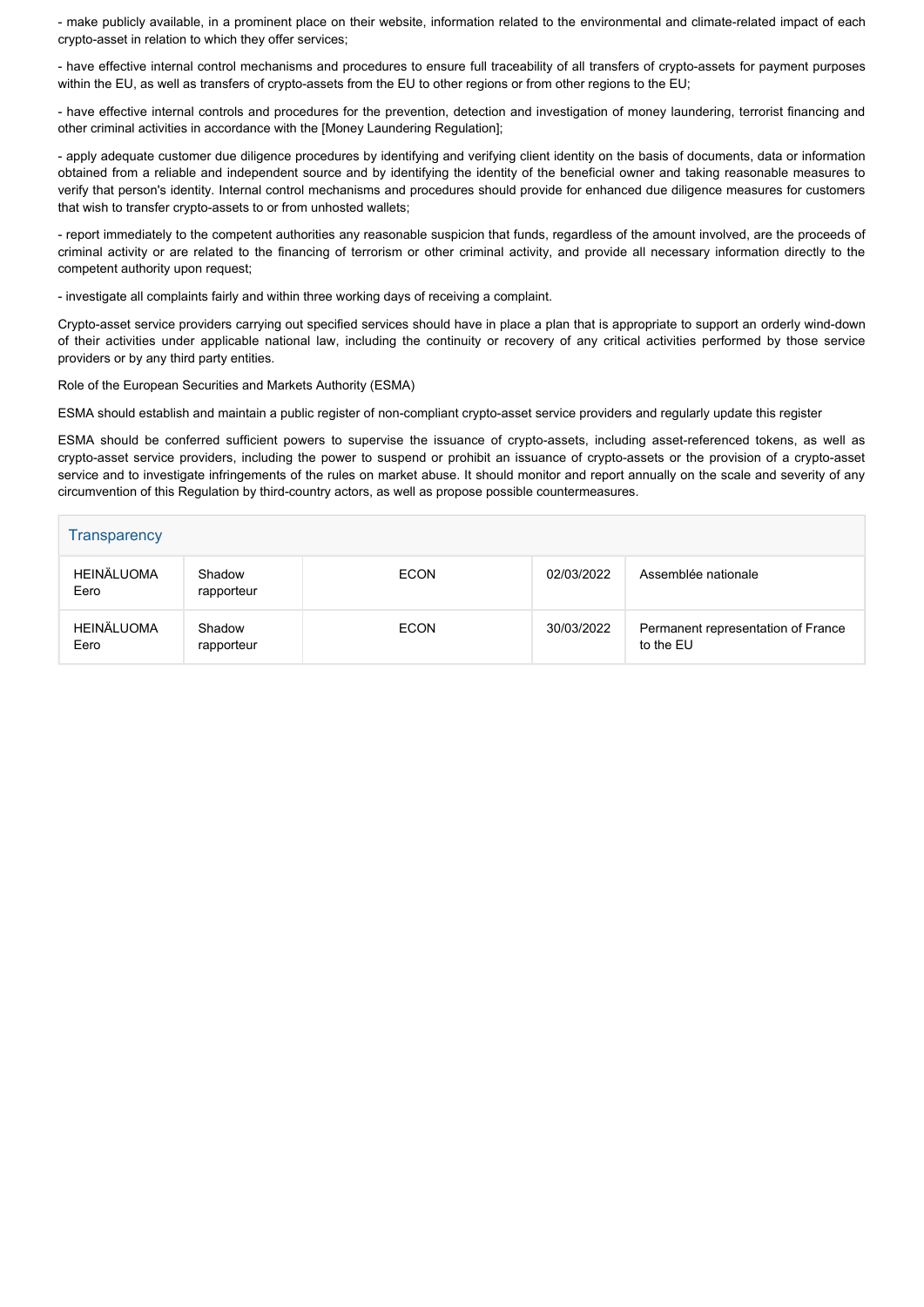- make publicly available, in a prominent place on their website, information related to the environmental and climate-related impact of each crypto-asset in relation to which they offer services;

- have effective internal control mechanisms and procedures to ensure full traceability of all transfers of crypto-assets for payment purposes within the EU, as well as transfers of crypto-assets from the EU to other regions or from other regions to the EU;

- have effective internal controls and procedures for the prevention, detection and investigation of money laundering, terrorist financing and other criminal activities in accordance with the [Money Laundering Regulation];

- apply adequate customer due diligence procedures by identifying and verifying client identity on the basis of documents, data or information obtained from a reliable and independent source and by identifying the identity of the beneficial owner and taking reasonable measures to verify that person's identity. Internal control mechanisms and procedures should provide for enhanced due diligence measures for customers that wish to transfer crypto-assets to or from unhosted wallets;

- report immediately to the competent authorities any reasonable suspicion that funds, regardless of the amount involved, are the proceeds of criminal activity or are related to the financing of terrorism or other criminal activity, and provide all necessary information directly to the competent authority upon request;

- investigate all complaints fairly and within three working days of receiving a complaint.

Crypto-asset service providers carrying out specified services should have in place a plan that is appropriate to support an orderly wind-down of their activities under applicable national law, including the continuity or recovery of any critical activities performed by those service providers or by any third party entities.

Role of the European Securities and Markets Authority (ESMA)

ESMA should establish and maintain a public register of non-compliant crypto-asset service providers and regularly update this register

ESMA should be conferred sufficient powers to supervise the issuance of crypto-assets, including asset-referenced tokens, as well as crypto-asset service providers, including the power to suspend or prohibit an issuance of crypto-assets or the provision of a crypto-asset service and to investigate infringements of the rules on market abuse. It should monitor and report annually on the scale and severity of any circumvention of this Regulation by third-country actors, as well as propose possible countermeasures.

## Transparency

| | | | | |
|---|---|---|---|---|
| HEINÄLUOMA Eero | Shadow rapporteur | ECON | 02/03/2022 | Assemblée nationale |
| HEINÄLUOMA Eero | Shadow rapporteur | ECON | 30/03/2022 | Permanent representation of France to the EU |